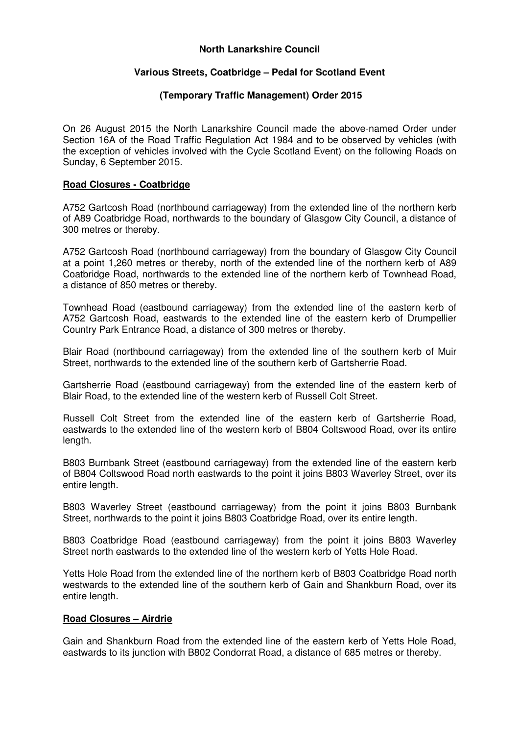**North Lanarkshire Council**

**Various Streets, Coatbridge – Pedal for Scotland Event**

**(Temporary Traffic Management) Order 2015**

On 26 August 2015 the North Lanarkshire Council made the above-named Order under Section 16A of the Road Traffic Regulation Act 1984 and to be observed by vehicles (with the exception of vehicles involved with the Cycle Scotland Event) on the following Roads on Sunday, 6 September 2015.

**<u>Road Closures - Coatbridge</u>**

A752 Gartcosh Road (northbound carriageway) from the extended line of the northern kerb of A89 Coatbridge Road, northwards to the boundary of Glasgow City Council, a distance of 300 metres or thereby.

A752 Gartcosh Road (northbound carriageway) from the boundary of Glasgow City Council at a point 1,260 metres or thereby, north of the extended line of the northern kerb of A89 Coatbridge Road, northwards to the extended line of the northern kerb of Townhead Road, a distance of 850 metres or thereby.

Townhead Road (eastbound carriageway) from the extended line of the eastern kerb of A752 Gartcosh Road, eastwards to the extended line of the eastern kerb of Drumpellier Country Park Entrance Road, a distance of 300 metres or thereby.

Blair Road (northbound carriageway) from the extended line of the southern kerb of Muir Street, northwards to the extended line of the southern kerb of Gartsherrie Road.

Gartsherrie Road (eastbound carriageway) from the extended line of the eastern kerb of Blair Road, to the extended line of the western kerb of Russell Colt Street.

Russell Colt Street from the extended line of the eastern kerb of Gartsherrie Road, eastwards to the extended line of the western kerb of B804 Coltswood Road, over its entire length.

B803 Burnbank Street (eastbound carriageway) from the extended line of the eastern kerb of B804 Coltswood Road north eastwards to the point it joins B803 Waverley Street, over its entire length.

B803 Waverley Street (eastbound carriageway) from the point it joins B803 Burnbank Street, northwards to the point it joins B803 Coatbridge Road, over its entire length.

B803 Coatbridge Road (eastbound carriageway) from the point it joins B803 Waverley Street north eastwards to the extended line of the western kerb of Yetts Hole Road.

Yetts Hole Road from the extended line of the northern kerb of B803 Coatbridge Road north westwards to the extended line of the southern kerb of Gain and Shankburn Road, over its entire length.

**<u>Road Closures – Airdrie</u>**

Gain and Shankburn Road from the extended line of the eastern kerb of Yetts Hole Road, eastwards to its junction with B802 Condorrat Road, a distance of 685 metres or thereby.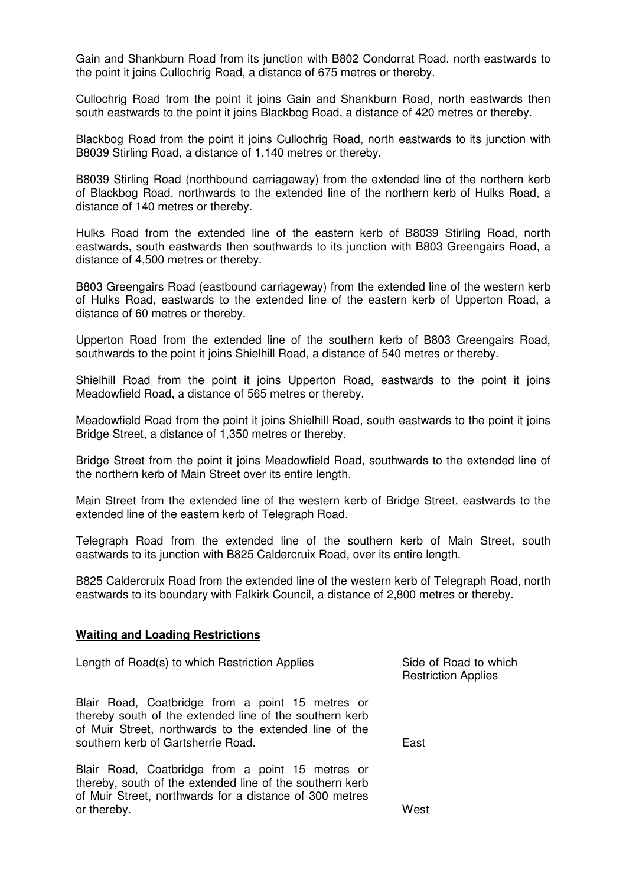Gain and Shankburn Road from its junction with B802 Condorrat Road, north eastwards to the point it joins Cullochrig Road, a distance of 675 metres or thereby.

Cullochrig Road from the point it joins Gain and Shankburn Road, north eastwards then south eastwards to the point it joins Blackbog Road, a distance of 420 metres or thereby.

Blackbog Road from the point it joins Cullochrig Road, north eastwards to its junction with B8039 Stirling Road, a distance of 1,140 metres or thereby.

B8039 Stirling Road (northbound carriageway) from the extended line of the northern kerb of Blackbog Road, northwards to the extended line of the northern kerb of Hulks Road, a distance of 140 metres or thereby.

Hulks Road from the extended line of the eastern kerb of B8039 Stirling Road, north eastwards, south eastwards then southwards to its junction with B803 Greengairs Road, a distance of 4,500 metres or thereby.

B803 Greengairs Road (eastbound carriageway) from the extended line of the western kerb of Hulks Road, eastwards to the extended line of the eastern kerb of Upperton Road, a distance of 60 metres or thereby.

Upperton Road from the extended line of the southern kerb of B803 Greengairs Road, southwards to the point it joins Shielhill Road, a distance of 540 metres or thereby.

Shielhill Road from the point it joins Upperton Road, eastwards to the point it joins Meadowfield Road, a distance of 565 metres or thereby.

Meadowfield Road from the point it joins Shielhill Road, south eastwards to the point it joins Bridge Street, a distance of 1,350 metres or thereby.

Bridge Street from the point it joins Meadowfield Road, southwards to the extended line of the northern kerb of Main Street over its entire length.

Main Street from the extended line of the western kerb of Bridge Street, eastwards to the extended line of the eastern kerb of Telegraph Road.

Telegraph Road from the extended line of the southern kerb of Main Street, south eastwards to its junction with B825 Caldercruix Road, over its entire length.

B825 Caldercruix Road from the extended line of the western kerb of Telegraph Road, north eastwards to its boundary with Falkirk Council, a distance of 2,800 metres or thereby.

**Waiting and Loading Restrictions**

| Length of Road(s) to which Restriction Applies | Side of Road to which Restriction Applies |
| --- | --- |
| Blair Road, Coatbridge from a point 15 metres or thereby south of the extended line of the southern kerb of Muir Street, northwards to the extended line of the southern kerb of Gartsherrie Road. | East |
| Blair Road, Coatbridge from a point 15 metres or thereby, south of the extended line of the southern kerb of Muir Street, northwards for a distance of 300 metres or thereby. | West |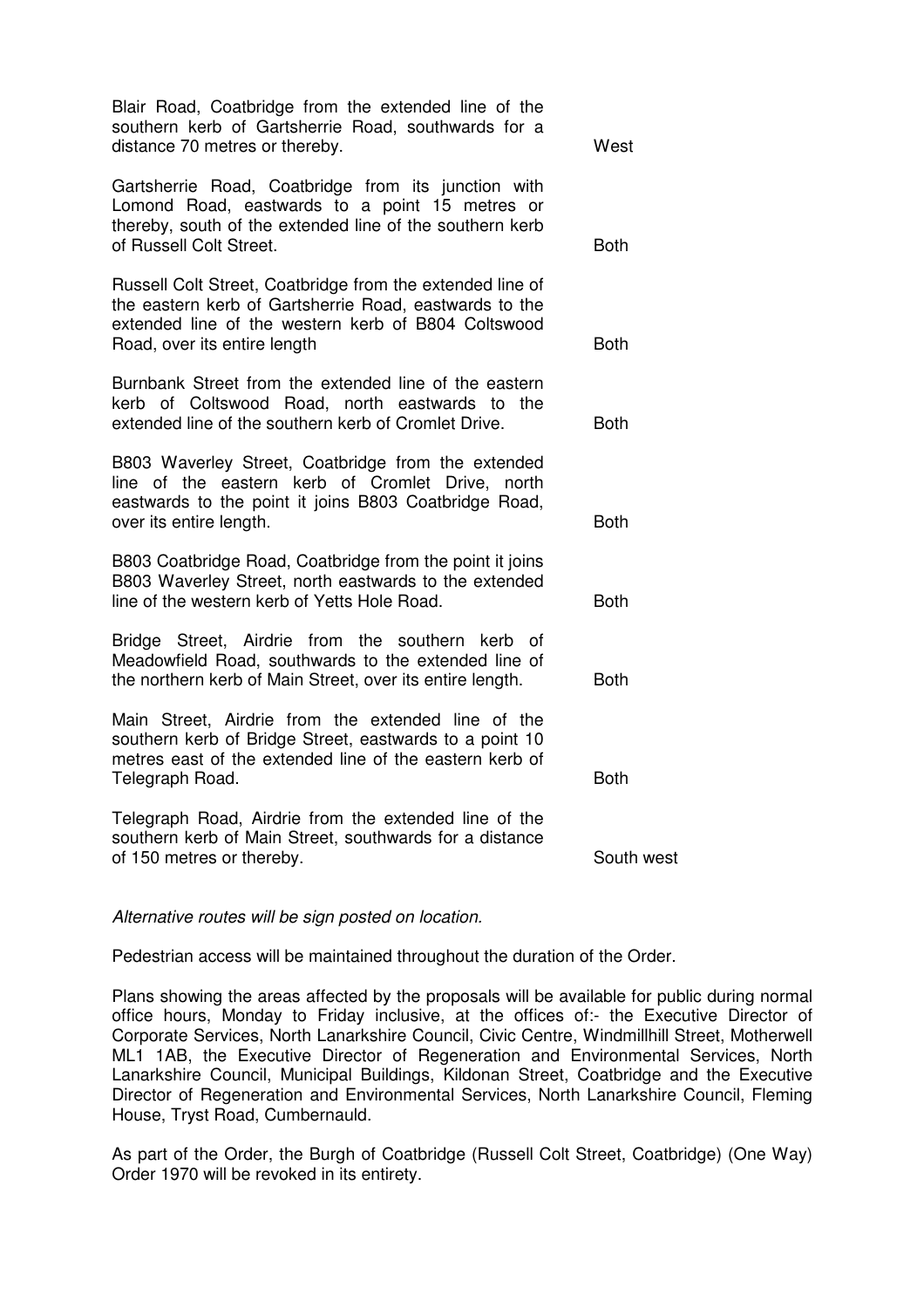| | |
|---|---|
| Blair Road, Coatbridge from the extended line of the southern kerb of Gartsherrie Road, southwards for a distance 70 metres or thereby. | West |
| Gartsherrie Road, Coatbridge from its junction with Lomond Road, eastwards to a point 15 metres or thereby, south of the extended line of the southern kerb of Russell Colt Street. | Both |
| Russell Colt Street, Coatbridge from the extended line of the eastern kerb of Gartsherrie Road, eastwards to the extended line of the western kerb of B804 Coltswood Road, over its entire length | Both |
| Burnbank Street from the extended line of the eastern kerb of Coltswood Road, north eastwards to the extended line of the southern kerb of Cromlet Drive. | Both |
| B803 Waverley Street, Coatbridge from the extended line of the eastern kerb of Cromlet Drive, north eastwards to the point it joins B803 Coatbridge Road, over its entire length. | Both |
| B803 Coatbridge Road, Coatbridge from the point it joins B803 Waverley Street, north eastwards to the extended line of the western kerb of Yetts Hole Road. | Both |
| Bridge Street, Airdrie from the southern kerb of Meadowfield Road, southwards to the extended line of the northern kerb of Main Street, over its entire length. | Both |
| Main Street, Airdrie from the extended line of the southern kerb of Bridge Street, eastwards to a point 10 metres east of the extended line of the eastern kerb of Telegraph Road. | Both |
| Telegraph Road, Airdrie from the extended line of the southern kerb of Main Street, southwards for a distance of 150 metres or thereby. | South west |

*Alternative routes will be sign posted on location.*

Pedestrian access will be maintained throughout the duration of the Order.

Plans showing the areas affected by the proposals will be available for public during normal office hours, Monday to Friday inclusive, at the offices of:- the Executive Director of Corporate Services, North Lanarkshire Council, Civic Centre, Windmillhill Street, Motherwell ML1 1AB, the Executive Director of Regeneration and Environmental Services, North Lanarkshire Council, Municipal Buildings, Kildonan Street, Coatbridge and the Executive Director of Regeneration and Environmental Services, North Lanarkshire Council, Fleming House, Tryst Road, Cumbernauld.

As part of the Order, the Burgh of Coatbridge (Russell Colt Street, Coatbridge) (One Way) Order 1970 will be revoked in its entirety.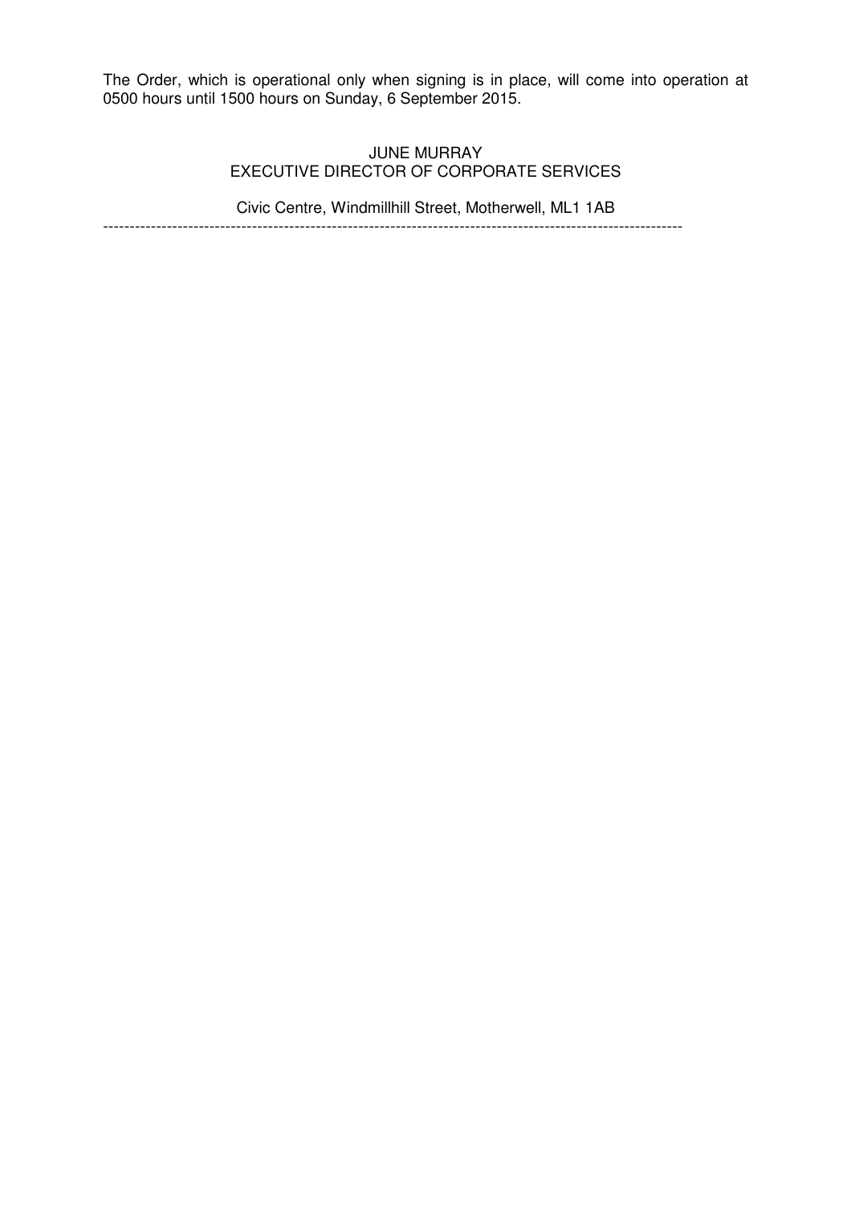The Order, which is operational only when signing is in place, will come into operation at 0500 hours until 1500 hours on Sunday, 6 September 2015.

JUNE MURRAY
EXECUTIVE DIRECTOR OF CORPORATE SERVICES

Civic Centre, Windmillhill Street, Motherwell, ML1 1AB

---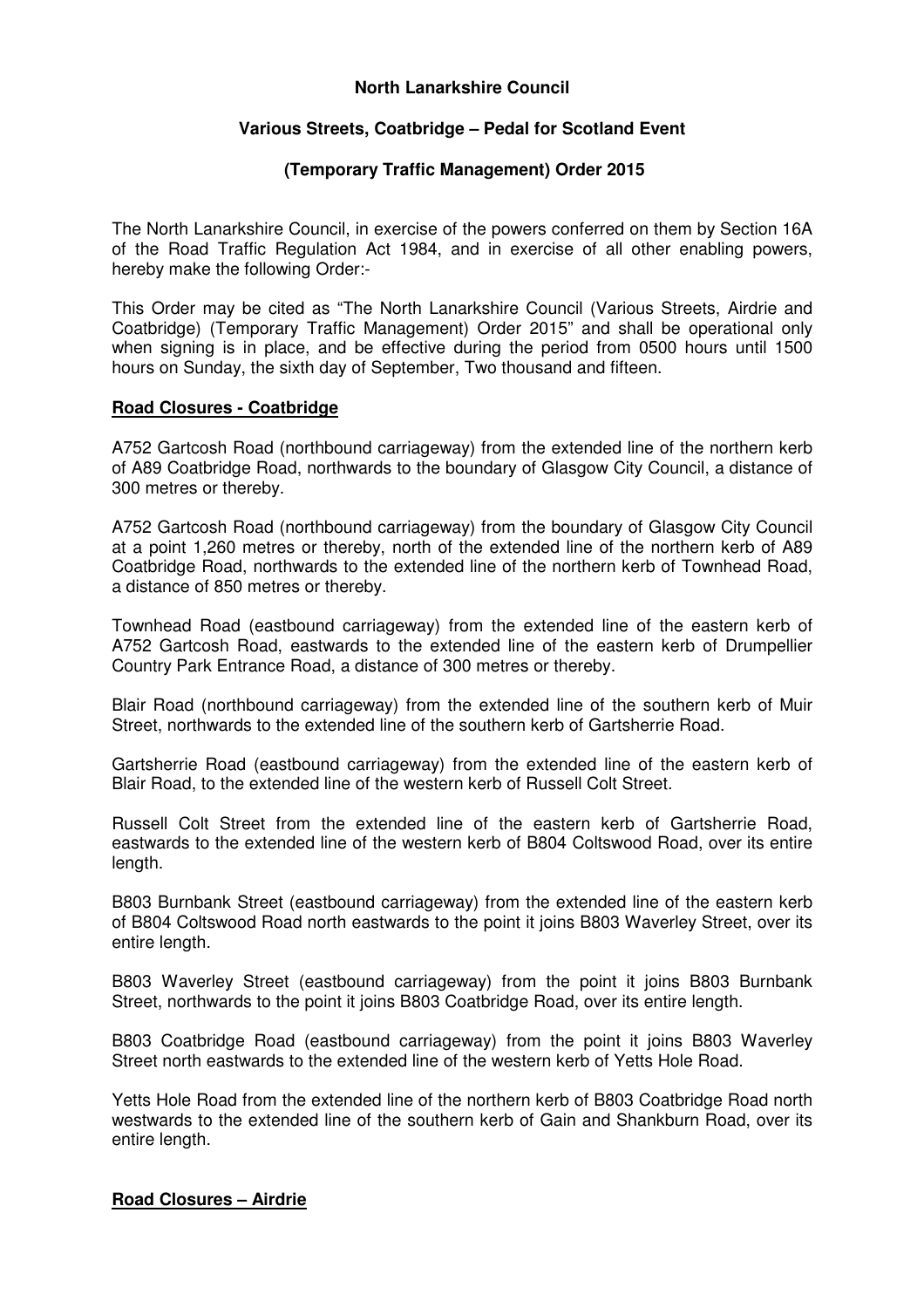**North Lanarkshire Council**

**Various Streets, Coatbridge – Pedal for Scotland Event**

**(Temporary Traffic Management) Order 2015**

The North Lanarkshire Council, in exercise of the powers conferred on them by Section 16A of the Road Traffic Regulation Act 1984, and in exercise of all other enabling powers, hereby make the following Order:-

This Order may be cited as "The North Lanarkshire Council (Various Streets, Airdrie and Coatbridge) (Temporary Traffic Management) Order 2015" and shall be operational only when signing is in place, and be effective during the period from 0500 hours until 1500 hours on Sunday, the sixth day of September, Two thousand and fifteen.

**Road Closures - Coatbridge**

A752 Gartcosh Road (northbound carriageway) from the extended line of the northern kerb of A89 Coatbridge Road, northwards to the boundary of Glasgow City Council, a distance of 300 metres or thereby.

A752 Gartcosh Road (northbound carriageway) from the boundary of Glasgow City Council at a point 1,260 metres or thereby, north of the extended line of the northern kerb of A89 Coatbridge Road, northwards to the extended line of the northern kerb of Townhead Road, a distance of 850 metres or thereby.

Townhead Road (eastbound carriageway) from the extended line of the eastern kerb of A752 Gartcosh Road, eastwards to the extended line of the eastern kerb of Drumpellier Country Park Entrance Road, a distance of 300 metres or thereby.

Blair Road (northbound carriageway) from the extended line of the southern kerb of Muir Street, northwards to the extended line of the southern kerb of Gartsherrie Road.

Gartsherrie Road (eastbound carriageway) from the extended line of the eastern kerb of Blair Road, to the extended line of the western kerb of Russell Colt Street.

Russell Colt Street from the extended line of the eastern kerb of Gartsherrie Road, eastwards to the extended line of the western kerb of B804 Coltswood Road, over its entire length.

B803 Burnbank Street (eastbound carriageway) from the extended line of the eastern kerb of B804 Coltswood Road north eastwards to the point it joins B803 Waverley Street, over its entire length.

B803 Waverley Street (eastbound carriageway) from the point it joins B803 Burnbank Street, northwards to the point it joins B803 Coatbridge Road, over its entire length.

B803 Coatbridge Road (eastbound carriageway) from the point it joins B803 Waverley Street north eastwards to the extended line of the western kerb of Yetts Hole Road.

Yetts Hole Road from the extended line of the northern kerb of B803 Coatbridge Road north westwards to the extended line of the southern kerb of Gain and Shankburn Road, over its entire length.

**Road Closures – Airdrie**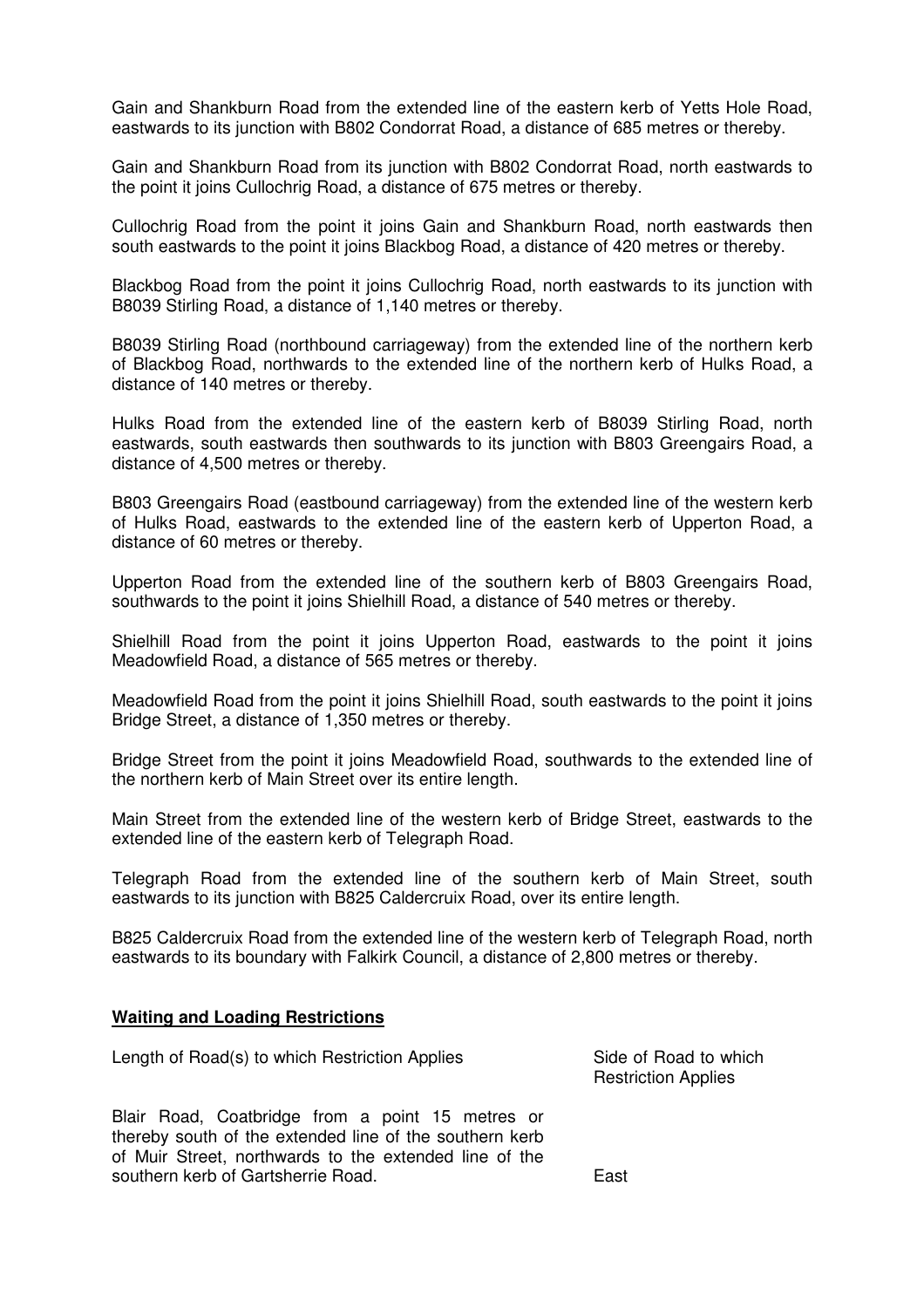Gain and Shankburn Road from the extended line of the eastern kerb of Yetts Hole Road, eastwards to its junction with B802 Condorrat Road, a distance of 685 metres or thereby.

Gain and Shankburn Road from its junction with B802 Condorrat Road, north eastwards to the point it joins Cullochrig Road, a distance of 675 metres or thereby.

Cullochrig Road from the point it joins Gain and Shankburn Road, north eastwards then south eastwards to the point it joins Blackbog Road, a distance of 420 metres or thereby.

Blackbog Road from the point it joins Cullochrig Road, north eastwards to its junction with B8039 Stirling Road, a distance of 1,140 metres or thereby.

B8039 Stirling Road (northbound carriageway) from the extended line of the northern kerb of Blackbog Road, northwards to the extended line of the northern kerb of Hulks Road, a distance of 140 metres or thereby.

Hulks Road from the extended line of the eastern kerb of B8039 Stirling Road, north eastwards, south eastwards then southwards to its junction with B803 Greengairs Road, a distance of 4,500 metres or thereby.

B803 Greengairs Road (eastbound carriageway) from the extended line of the western kerb of Hulks Road, eastwards to the extended line of the eastern kerb of Upperton Road, a distance of 60 metres or thereby.

Upperton Road from the extended line of the southern kerb of B803 Greengairs Road, southwards to the point it joins Shielhill Road, a distance of 540 metres or thereby.

Shielhill Road from the point it joins Upperton Road, eastwards to the point it joins Meadowfield Road, a distance of 565 metres or thereby.

Meadowfield Road from the point it joins Shielhill Road, south eastwards to the point it joins Bridge Street, a distance of 1,350 metres or thereby.

Bridge Street from the point it joins Meadowfield Road, southwards to the extended line of the northern kerb of Main Street over its entire length.

Main Street from the extended line of the western kerb of Bridge Street, eastwards to the extended line of the eastern kerb of Telegraph Road.

Telegraph Road from the extended line of the southern kerb of Main Street, south eastwards to its junction with B825 Caldercruix Road, over its entire length.

B825 Caldercruix Road from the extended line of the western kerb of Telegraph Road, north eastwards to its boundary with Falkirk Council, a distance of 2,800 metres or thereby.

**Waiting and Loading Restrictions**

| Length of Road(s) to which Restriction Applies | Side of Road to which Restriction Applies |
|---|---|
| Blair Road, Coatbridge from a point 15 metres or thereby south of the extended line of the southern kerb of Muir Street, northwards to the extended line of the southern kerb of Gartsherrie Road. | East |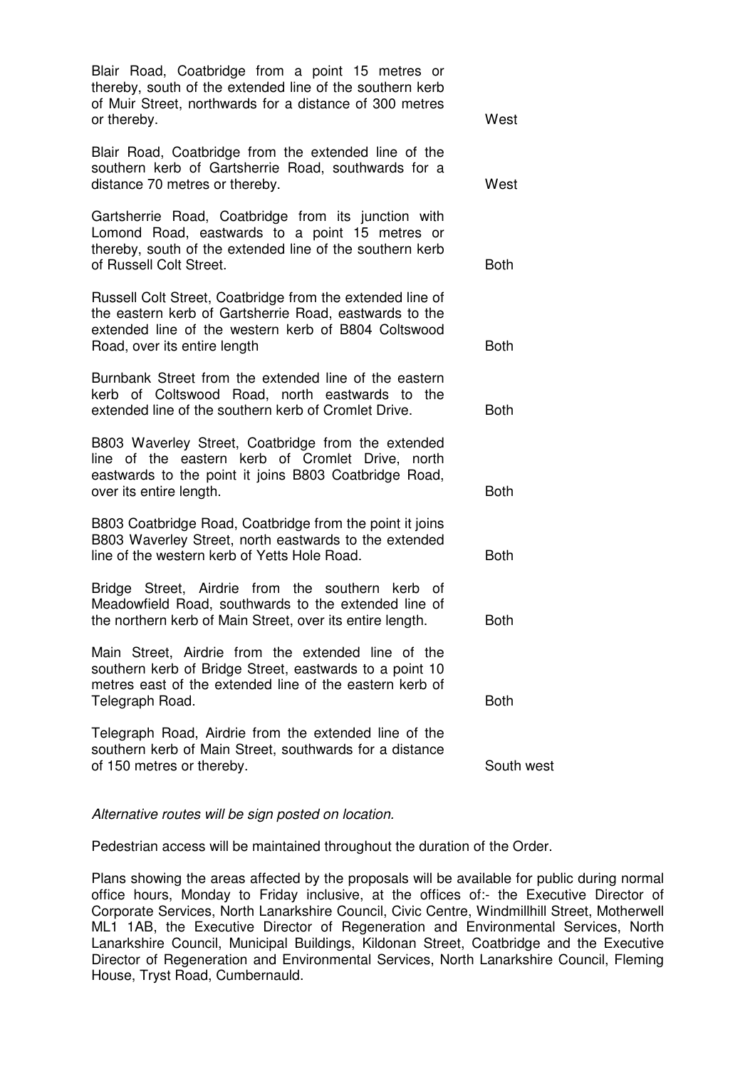| | |
|---|---|
| Blair Road, Coatbridge from a point 15 metres or thereby, south of the extended line of the southern kerb of Muir Street, northwards for a distance of 300 metres or thereby. | West |
| Blair Road, Coatbridge from the extended line of the southern kerb of Gartsherrie Road, southwards for a distance 70 metres or thereby. | West |
| Gartsherrie Road, Coatbridge from its junction with Lomond Road, eastwards to a point 15 metres or thereby, south of the extended line of the southern kerb of Russell Colt Street. | Both |
| Russell Colt Street, Coatbridge from the extended line of the eastern kerb of Gartsherrie Road, eastwards to the extended line of the western kerb of B804 Coltswood Road, over its entire length | Both |
| Burnbank Street from the extended line of the eastern kerb of Coltswood Road, north eastwards to the extended line of the southern kerb of Cromlet Drive. | Both |
| B803 Waverley Street, Coatbridge from the extended line of the eastern kerb of Cromlet Drive, north eastwards to the point it joins B803 Coatbridge Road, over its entire length. | Both |
| B803 Coatbridge Road, Coatbridge from the point it joins B803 Waverley Street, north eastwards to the extended line of the western kerb of Yetts Hole Road. | Both |
| Bridge Street, Airdrie from the southern kerb of Meadowfield Road, southwards to the extended line of the northern kerb of Main Street, over its entire length. | Both |
| Main Street, Airdrie from the extended line of the southern kerb of Bridge Street, eastwards to a point 10 metres east of the extended line of the eastern kerb of Telegraph Road. | Both |
| Telegraph Road, Airdrie from the extended line of the southern kerb of Main Street, southwards for a distance of 150 metres or thereby. | South west |

*Alternative routes will be sign posted on location.*

Pedestrian access will be maintained throughout the duration of the Order.

Plans showing the areas affected by the proposals will be available for public during normal office hours, Monday to Friday inclusive, at the offices of:- the Executive Director of Corporate Services, North Lanarkshire Council, Civic Centre, Windmillhill Street, Motherwell ML1 1AB, the Executive Director of Regeneration and Environmental Services, North Lanarkshire Council, Municipal Buildings, Kildonan Street, Coatbridge and the Executive Director of Regeneration and Environmental Services, North Lanarkshire Council, Fleming House, Tryst Road, Cumbernauld.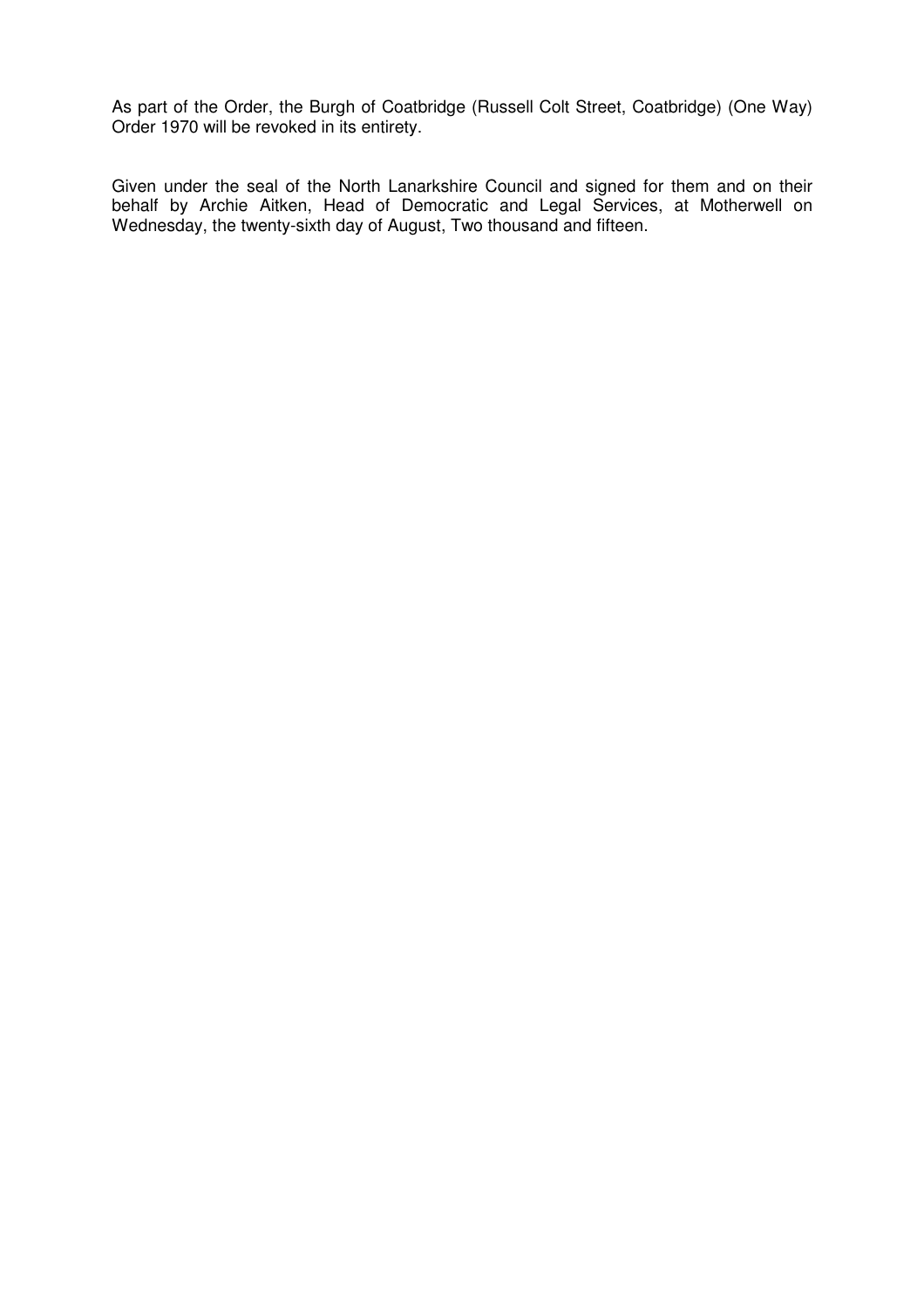As part of the Order, the Burgh of Coatbridge (Russell Colt Street, Coatbridge) (One Way) Order 1970 will be revoked in its entirety.

Given under the seal of the North Lanarkshire Council and signed for them and on their behalf by Archie Aitken, Head of Democratic and Legal Services, at Motherwell on Wednesday, the twenty-sixth day of August, Two thousand and fifteen.